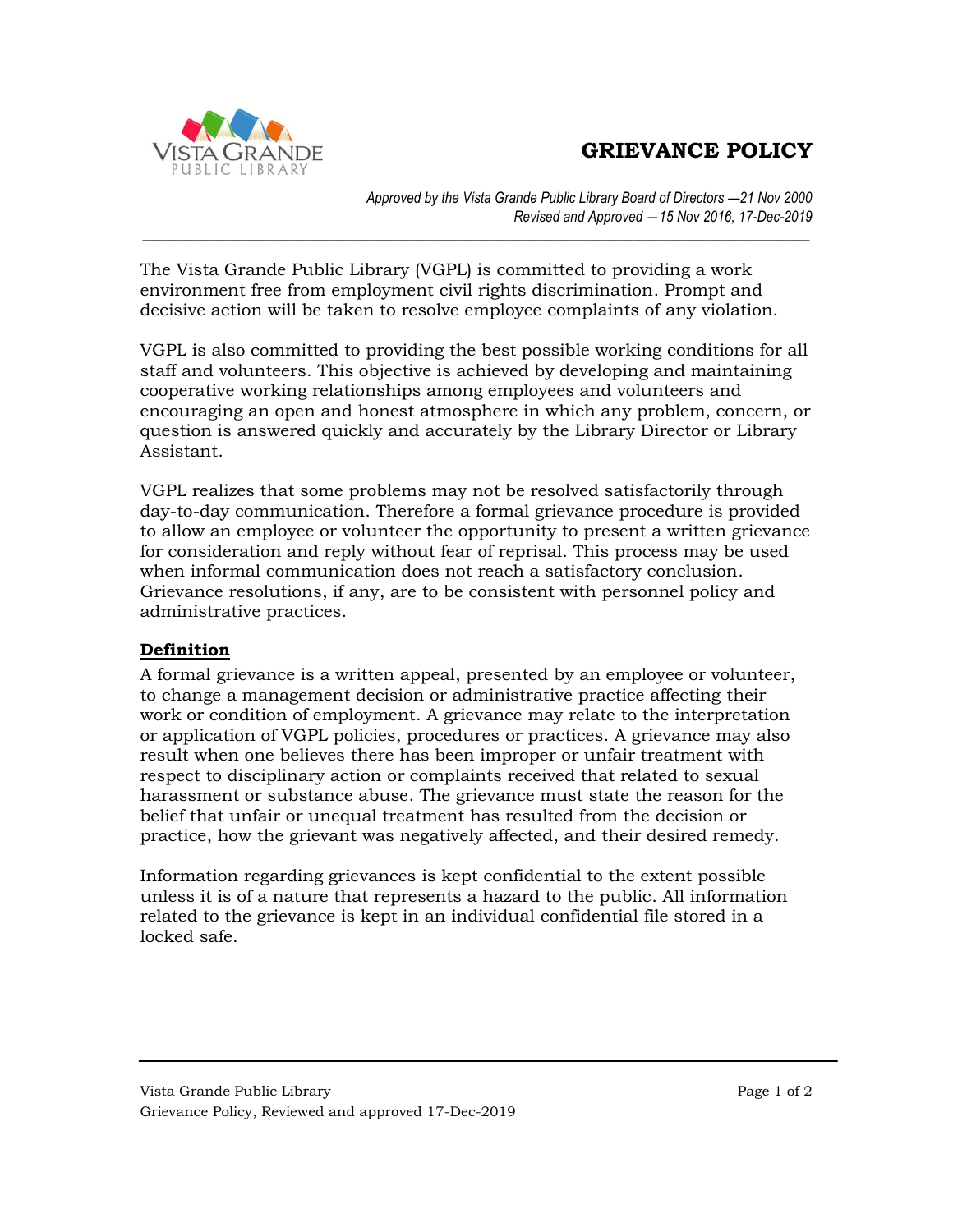# GRIEVANCE POLICY

*Approved by the Vista Grande Public Library Board of Directors —21 Nov 2000*
*Revised and Approved —15 Nov 2016, 17-Dec-2019*

The Vista Grande Public Library (VGPL) is committed to providing a work environment free from employment civil rights discrimination. Prompt and decisive action will be taken to resolve employee complaints of any violation.

VGPL is also committed to providing the best possible working conditions for all staff and volunteers. This objective is achieved by developing and maintaining cooperative working relationships among employees and volunteers and encouraging an open and honest atmosphere in which any problem, concern, or question is answered quickly and accurately by the Library Director or Library Assistant.

VGPL realizes that some problems may not be resolved satisfactorily through day-to-day communication. Therefore a formal grievance procedure is provided to allow an employee or volunteer the opportunity to present a written grievance for consideration and reply without fear of reprisal. This process may be used when informal communication does not reach a satisfactory conclusion. Grievance resolutions, if any, are to be consistent with personnel policy and administrative practices.

## Definition

A formal grievance is a written appeal, presented by an employee or volunteer, to change a management decision or administrative practice affecting their work or condition of employment. A grievance may relate to the interpretation or application of VGPL policies, procedures or practices. A grievance may also result when one believes there has been improper or unfair treatment with respect to disciplinary action or complaints received that related to sexual harassment or substance abuse. The grievance must state the reason for the belief that unfair or unequal treatment has resulted from the decision or practice, how the grievant was negatively affected, and their desired remedy.

Information regarding grievances is kept confidential to the extent possible unless it is of a nature that represents a hazard to the public. All information related to the grievance is kept in an individual confidential file stored in a locked safe.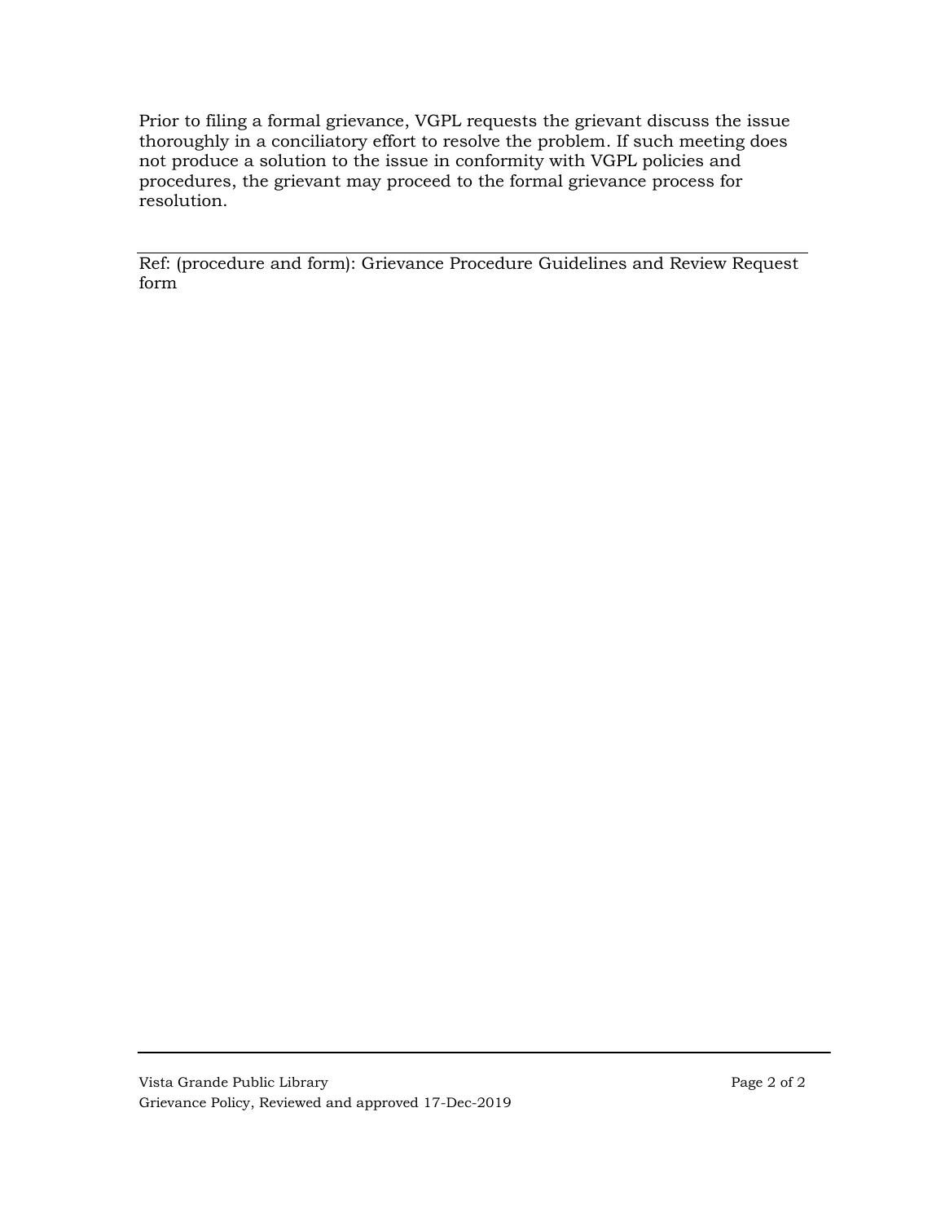Prior to filing a formal grievance, VGPL requests the grievant discuss the issue thoroughly in a conciliatory effort to resolve the problem. If such meeting does not produce a solution to the issue in conformity with VGPL policies and procedures, the grievant may proceed to the formal grievance process for resolution.

---

Ref: (procedure and form): Grievance Procedure Guidelines and Review Request form